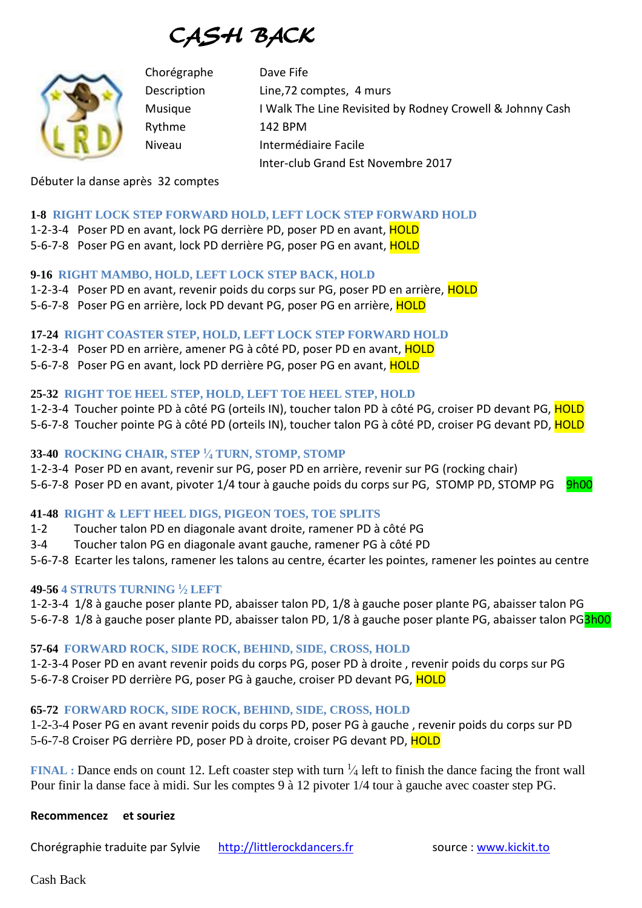# CASH BACK

| | |
|---|---|
| Chorégraphe | Dave Fife |
| Description | Line,72 comptes, 4 murs |
| Musique | I Walk The Line Revisited by Rodney Crowell & Johnny Cash |
| Rythme | 142 BPM |
| Niveau | Intermédiaire Facile |
| | Inter-club Grand Est Novembre 2017 |

Débuter la danse après 32 comptes

**1-8 RIGHT LOCK STEP FORWARD HOLD, LEFT LOCK STEP FORWARD HOLD**

1-2-3-4 Poser PD en avant, lock PG derrière PD, poser PD en avant, HOLD
5-6-7-8 Poser PG en avant, lock PD derrière PG, poser PG en avant, HOLD

**9-16 RIGHT MAMBO, HOLD, LEFT LOCK STEP BACK, HOLD**

1-2-3-4 Poser PD en avant, revenir poids du corps sur PG, poser PD en arrière, HOLD
5-6-7-8 Poser PG en arrière, lock PD devant PG, poser PG en arrière, HOLD

**17-24 RIGHT COASTER STEP, HOLD, LEFT LOCK STEP FORWARD HOLD**

1-2-3-4 Poser PD en arrière, amener PG à côté PD, poser PD en avant, HOLD
5-6-7-8 Poser PG en avant, lock PD derrière PG, poser PG en avant, HOLD

**25-32 RIGHT TOE HEEL STEP, HOLD, LEFT TOE HEEL STEP, HOLD**

1-2-3-4 Toucher pointe PD à côté PG (orteils IN), toucher talon PD à côté PG, croiser PD devant PG, HOLD
5-6-7-8 Toucher pointe PG à côté PD (orteils IN), toucher talon PG à côté PD, croiser PG devant PD, HOLD

**33-40 ROCKING CHAIR, STEP ¼ TURN, STOMP, STOMP**

1-2-3-4 Poser PD en avant, revenir sur PG, poser PD en arrière, revenir sur PG (rocking chair)
5-6-7-8 Poser PD en avant, pivoter 1/4 tour à gauche poids du corps sur PG, STOMP PD, STOMP PG 9h00

**41-48 RIGHT & LEFT HEEL DIGS, PIGEON TOES, TOE SPLITS**

1-2 Toucher talon PD en diagonale avant droite, ramener PD à côté PG
3-4 Toucher talon PG en diagonale avant gauche, ramener PG à côté PD
5-6-7-8 Ecarter les talons, ramener les talons au centre, écarter les pointes, ramener les pointes au centre

**49-56 4 STRUTS TURNING ½ LEFT**

1-2-3-4 1/8 à gauche poser plante PD, abaisser talon PD, 1/8 à gauche poser plante PG, abaisser talon PG
5-6-7-8 1/8 à gauche poser plante PD, abaisser talon PD, 1/8 à gauche poser plante PG, abaisser talon PG 3h00

**57-64 FORWARD ROCK, SIDE ROCK, BEHIND, SIDE, CROSS, HOLD**

1-2-3-4 Poser PD en avant revenir poids du corps PG, poser PD à droite , revenir poids du corps sur PG
5-6-7-8 Croiser PD derrière PG, poser PG à gauche, croiser PD devant PG, HOLD

**65-72 FORWARD ROCK, SIDE ROCK, BEHIND, SIDE, CROSS, HOLD**

1-2-3-4 Poser PG en avant revenir poids du corps PD, poser PG à gauche , revenir poids du corps sur PD
5-6-7-8 Croiser PG derrière PD, poser PD à droite, croiser PG devant PD, HOLD

**FINAL :** Dance ends on count 12. Left coaster step with turn ¼ left to finish the dance facing the front wall
Pour finir la danse face à midi. Sur les comptes 9 à 12 pivoter 1/4 tour à gauche avec coaster step PG.

**Recommencez et souriez**

Chorégraphie traduite par Sylvie http://littlerockdancers.fr source : www.kickit.to

Cash Back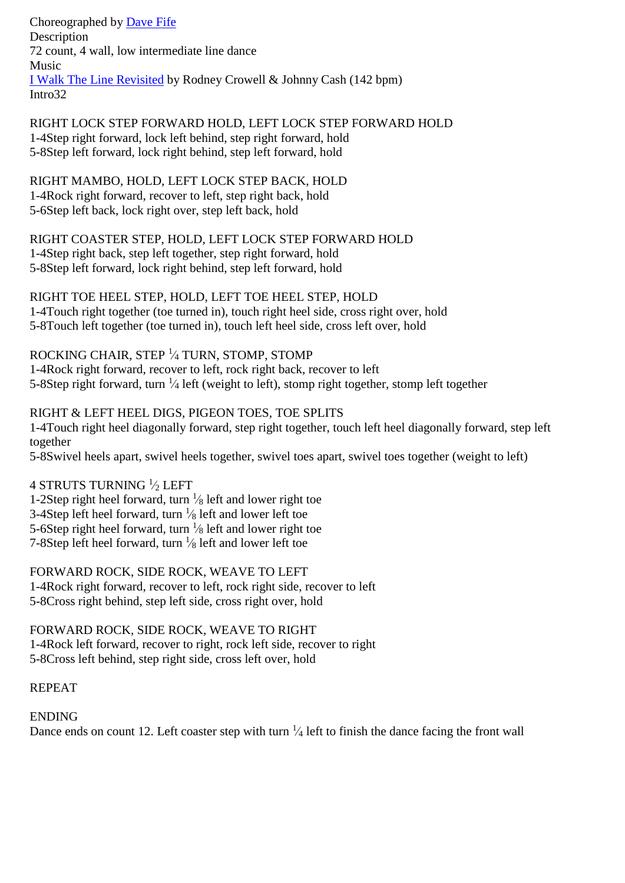Choreographed by Dave Fife
Description
72 count, 4 wall, low intermediate line dance
Music
I Walk The Line Revisited by Rodney Crowell & Johnny Cash (142 bpm)
Intro32

RIGHT LOCK STEP FORWARD HOLD, LEFT LOCK STEP FORWARD HOLD
1-4Step right forward, lock left behind, step right forward, hold
5-8Step left forward, lock right behind, step left forward, hold

RIGHT MAMBO, HOLD, LEFT LOCK STEP BACK, HOLD
1-4Rock right forward, recover to left, step right back, hold
5-6Step left back, lock right over, step left back, hold

RIGHT COASTER STEP, HOLD, LEFT LOCK STEP FORWARD HOLD
1-4Step right back, step left together, step right forward, hold
5-8Step left forward, lock right behind, step left forward, hold

RIGHT TOE HEEL STEP, HOLD, LEFT TOE HEEL STEP, HOLD
1-4Touch right together (toe turned in), touch right heel side, cross right over, hold
5-8Touch left together (toe turned in), touch left heel side, cross left over, hold

ROCKING CHAIR, STEP ¼ TURN, STOMP, STOMP
1-4Rock right forward, recover to left, rock right back, recover to left
5-8Step right forward, turn ¼ left (weight to left), stomp right together, stomp left together

RIGHT & LEFT HEEL DIGS, PIGEON TOES, TOE SPLITS
1-4Touch right heel diagonally forward, step right together, touch left heel diagonally forward, step left together
5-8Swivel heels apart, swivel heels together, swivel toes apart, swivel toes together (weight to left)

4 STRUTS TURNING ½ LEFT
1-2Step right heel forward, turn ⅛ left and lower right toe
3-4Step left heel forward, turn ⅛ left and lower left toe
5-6Step right heel forward, turn ⅛ left and lower right toe
7-8Step left heel forward, turn ⅛ left and lower left toe

FORWARD ROCK, SIDE ROCK, WEAVE TO LEFT
1-4Rock right forward, recover to left, rock right side, recover to left
5-8Cross right behind, step left side, cross right over, hold

FORWARD ROCK, SIDE ROCK, WEAVE TO RIGHT
1-4Rock left forward, recover to right, rock left side, recover to right
5-8Cross left behind, step right side, cross left over, hold

REPEAT

ENDING
Dance ends on count 12. Left coaster step with turn ¼ left to finish the dance facing the front wall